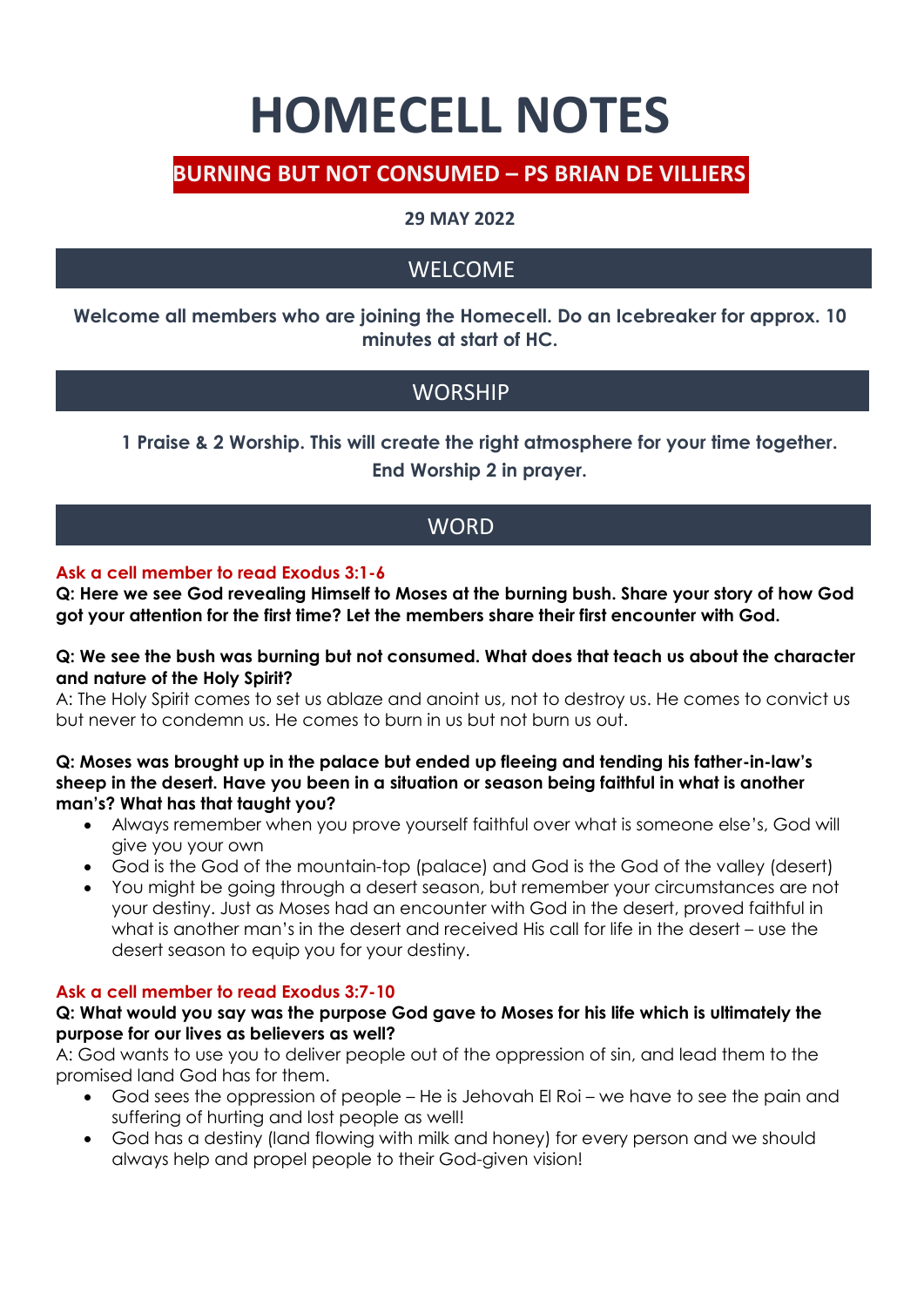# HOMECELL NOTES

## BURNING BUT NOT CONSUMED – PS BRIAN DE VILLIERS

**29 MAY 2022**

## WELCOME

**Welcome all members who are joining the Homecell. Do an Icebreaker for approx. 10 minutes at start of HC.**

## WORSHIP

**1 Praise & 2 Worship. This will create the right atmosphere for your time together. End Worship 2 in prayer.**

## WORD

**Ask a cell member to read Exodus 3:1-6**

**Q: Here we see God revealing Himself to Moses at the burning bush. Share your story of how God got your attention for the first time? Let the members share their first encounter with God.**

**Q: We see the bush was burning but not consumed. What does that teach us about the character and nature of the Holy Spirit?**

A: The Holy Spirit comes to set us ablaze and anoint us, not to destroy us. He comes to convict us but never to condemn us. He comes to burn in us but not burn us out.

**Q: Moses was brought up in the palace but ended up fleeing and tending his father-in-law's sheep in the desert. Have you been in a situation or season being faithful in what is another man's? What has that taught you?**

- Always remember when you prove yourself faithful over what is someone else's, God will give you your own
- God is the God of the mountain-top (palace) and God is the God of the valley (desert)
- You might be going through a desert season, but remember your circumstances are not your destiny. Just as Moses had an encounter with God in the desert, proved faithful in what is another man's in the desert and received His call for life in the desert – use the desert season to equip you for your destiny.

**Ask a cell member to read Exodus 3:7-10**

**Q: What would you say was the purpose God gave to Moses for his life which is ultimately the purpose for our lives as believers as well?**

A: God wants to use you to deliver people out of the oppression of sin, and lead them to the promised land God has for them.

- God sees the oppression of people – He is Jehovah El Roi – we have to see the pain and suffering of hurting and lost people as well!
- God has a destiny (land flowing with milk and honey) for every person and we should always help and propel people to their God-given vision!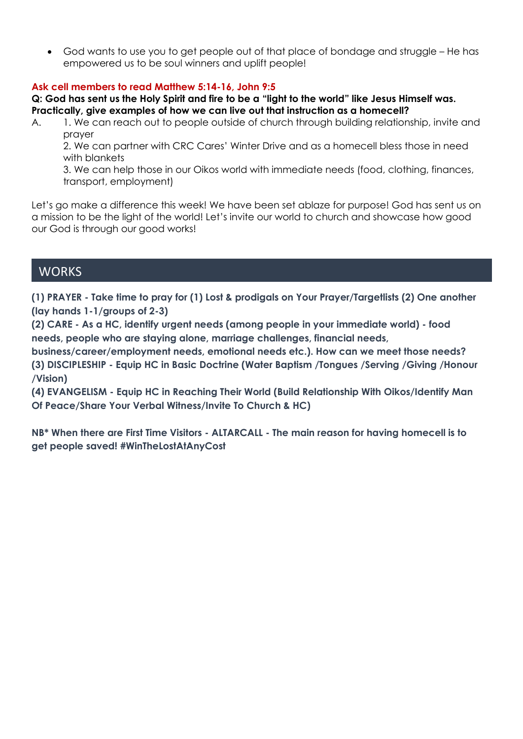- God wants to use you to get people out of that place of bondage and struggle – He has empowered us to be soul winners and uplift people!

**Ask cell members to read Matthew 5:14-16, John 9:5**

**Q: God has sent us the Holy Spirit and fire to be a "light to the world" like Jesus Himself was. Practically, give examples of how we can live out that instruction as a homecell?**

A. 1. We can reach out to people outside of church through building relationship, invite and prayer
2. We can partner with CRC Cares' Winter Drive and as a homecell bless those in need with blankets
3. We can help those in our Oikos world with immediate needs (food, clothing, finances, transport, employment)

Let's go make a difference this week! We have been set ablaze for purpose! God has sent us on a mission to be the light of the world! Let's invite our world to church and showcase how good our God is through our good works!

## WORKS

**(1) PRAYER - Take time to pray for (1) Lost & prodigals on Your Prayer/Targetlists (2) One another (lay hands 1-1/groups of 2-3)**
**(2) CARE - As a HC, identify urgent needs (among people in your immediate world) - food needs, people who are staying alone, marriage challenges, financial needs, business/career/employment needs, emotional needs etc.). How can we meet those needs?**
**(3) DISCIPLESHIP - Equip HC in Basic Doctrine (Water Baptism /Tongues /Serving /Giving /Honour /Vision)**
**(4) EVANGELISM - Equip HC in Reaching Their World (Build Relationship With Oikos/Identify Man Of Peace/Share Your Verbal Witness/Invite To Church & HC)**

**NB* When there are First Time Visitors - ALTARCALL - The main reason for having homecell is to get people saved! #WinTheLostAtAnyCost**